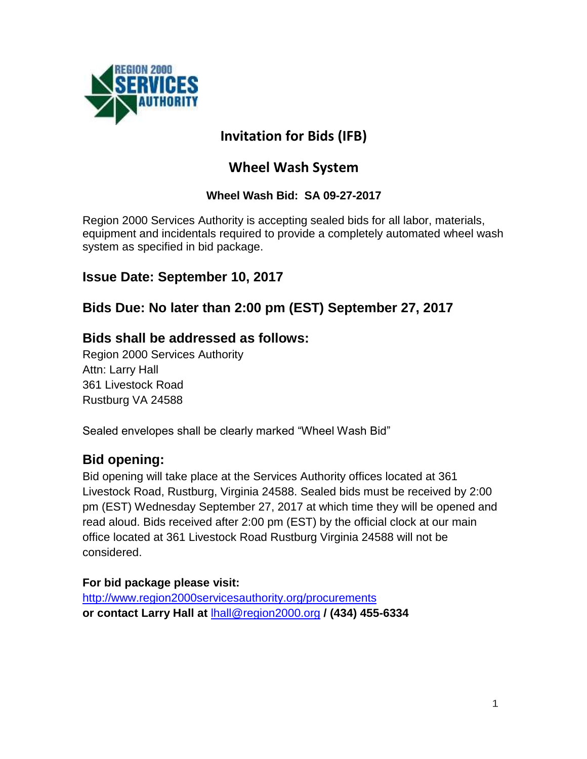# Invitation for Bids (IFB)

## Wheel Wash System

**Wheel Wash Bid: SA 09-27-2017**

Region 2000 Services Authority is accepting sealed bids for all labor, materials, equipment and incidentals required to provide a completely automated wheel wash system as specified in bid package.

## Issue Date: September 10, 2017

## Bids Due: No later than 2:00 pm (EST) September 27, 2017

## Bids shall be addressed as follows:

Region 2000 Services Authority
Attn: Larry Hall
361 Livestock Road
Rustburg VA 24588

Sealed envelopes shall be clearly marked "Wheel Wash Bid"

## Bid opening:

Bid opening will take place at the Services Authority offices located at 361 Livestock Road, Rustburg, Virginia 24588. Sealed bids must be received by 2:00 pm (EST) Wednesday September 27, 2017 at which time they will be opened and read aloud. Bids received after 2:00 pm (EST) by the official clock at our main office located at 361 Livestock Road Rustburg Virginia 24588 will not be considered.

**For bid package please visit:**
http://www.region2000servicesauthority.org/procurements
**or contact Larry Hall at** lhall@region2000.org **/ (434) 455-6334**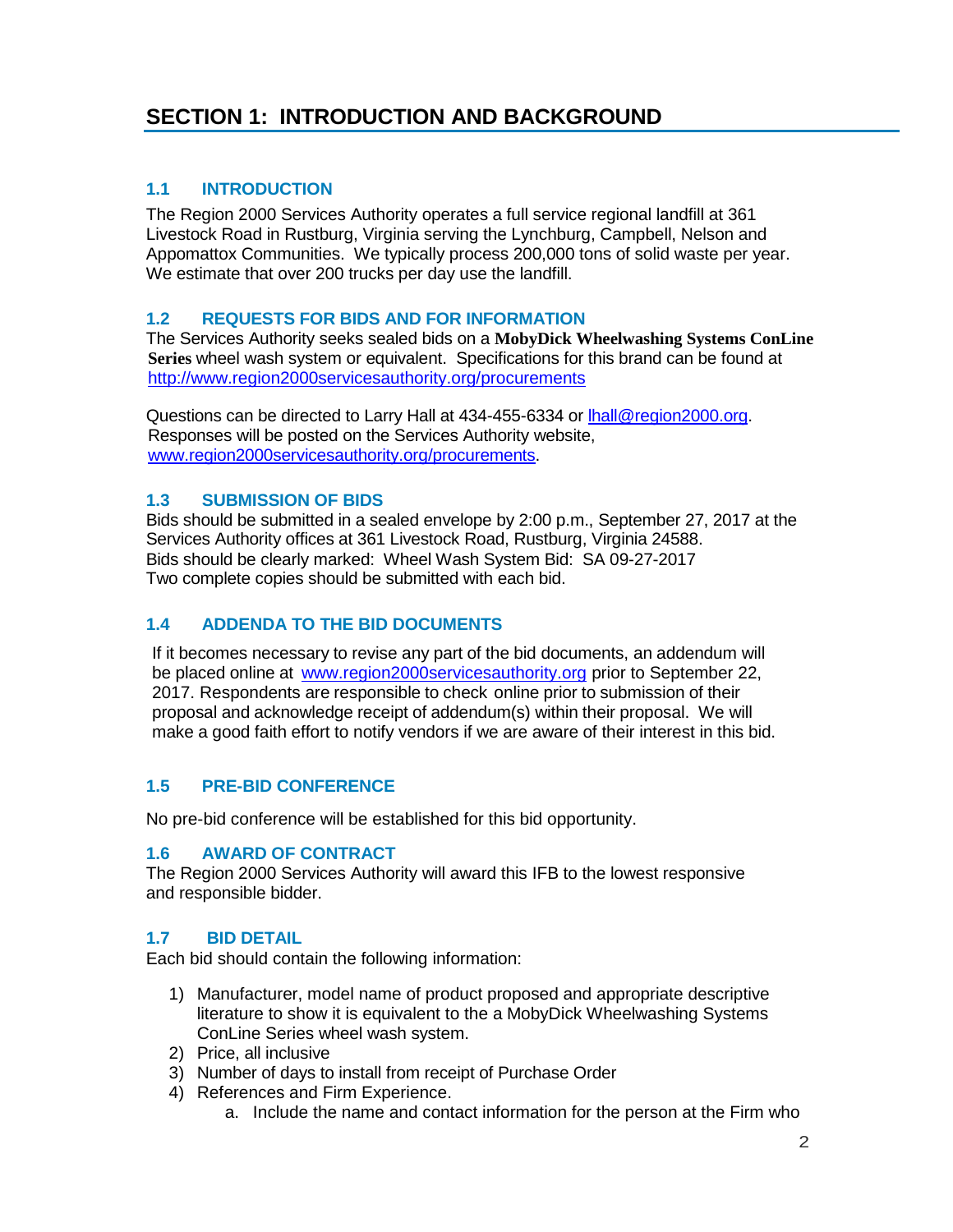# SECTION 1: INTRODUCTION AND BACKGROUND

## 1.1 INTRODUCTION

The Region 2000 Services Authority operates a full service regional landfill at 361 Livestock Road in Rustburg, Virginia serving the Lynchburg, Campbell, Nelson and Appomattox Communities. We typically process 200,000 tons of solid waste per year. We estimate that over 200 trucks per day use the landfill.

## 1.2 REQUESTS FOR BIDS AND FOR INFORMATION

The Services Authority seeks sealed bids on a **MobyDick Wheelwashing Systems ConLine Series** wheel wash system or equivalent. Specifications for this brand can be found at http://www.region2000servicesauthority.org/procurements

Questions can be directed to Larry Hall at 434-455-6334 or lhall@region2000.org. Responses will be posted on the Services Authority website, www.region2000servicesauthority.org/procurements.

## 1.3 SUBMISSION OF BIDS

Bids should be submitted in a sealed envelope by 2:00 p.m., September 27, 2017 at the Services Authority offices at 361 Livestock Road, Rustburg, Virginia 24588.
Bids should be clearly marked: Wheel Wash System Bid: SA 09-27-2017
Two complete copies should be submitted with each bid.

## 1.4 ADDENDA TO THE BID DOCUMENTS

If it becomes necessary to revise any part of the bid documents, an addendum will be placed online at www.region2000servicesauthority.org prior to September 22, 2017. Respondents are responsible to check online prior to submission of their proposal and acknowledge receipt of addendum(s) within their proposal. We will make a good faith effort to notify vendors if we are aware of their interest in this bid.

## 1.5 PRE-BID CONFERENCE

No pre-bid conference will be established for this bid opportunity.

## 1.6 AWARD OF CONTRACT

The Region 2000 Services Authority will award this IFB to the lowest responsive and responsible bidder.

## 1.7 BID DETAIL

Each bid should contain the following information:

1) Manufacturer, model name of product proposed and appropriate descriptive literature to show it is equivalent to the a MobyDick Wheelwashing Systems ConLine Series wheel wash system.
2) Price, all inclusive
3) Number of days to install from receipt of Purchase Order
4) References and Firm Experience.
   a. Include the name and contact information for the person at the Firm who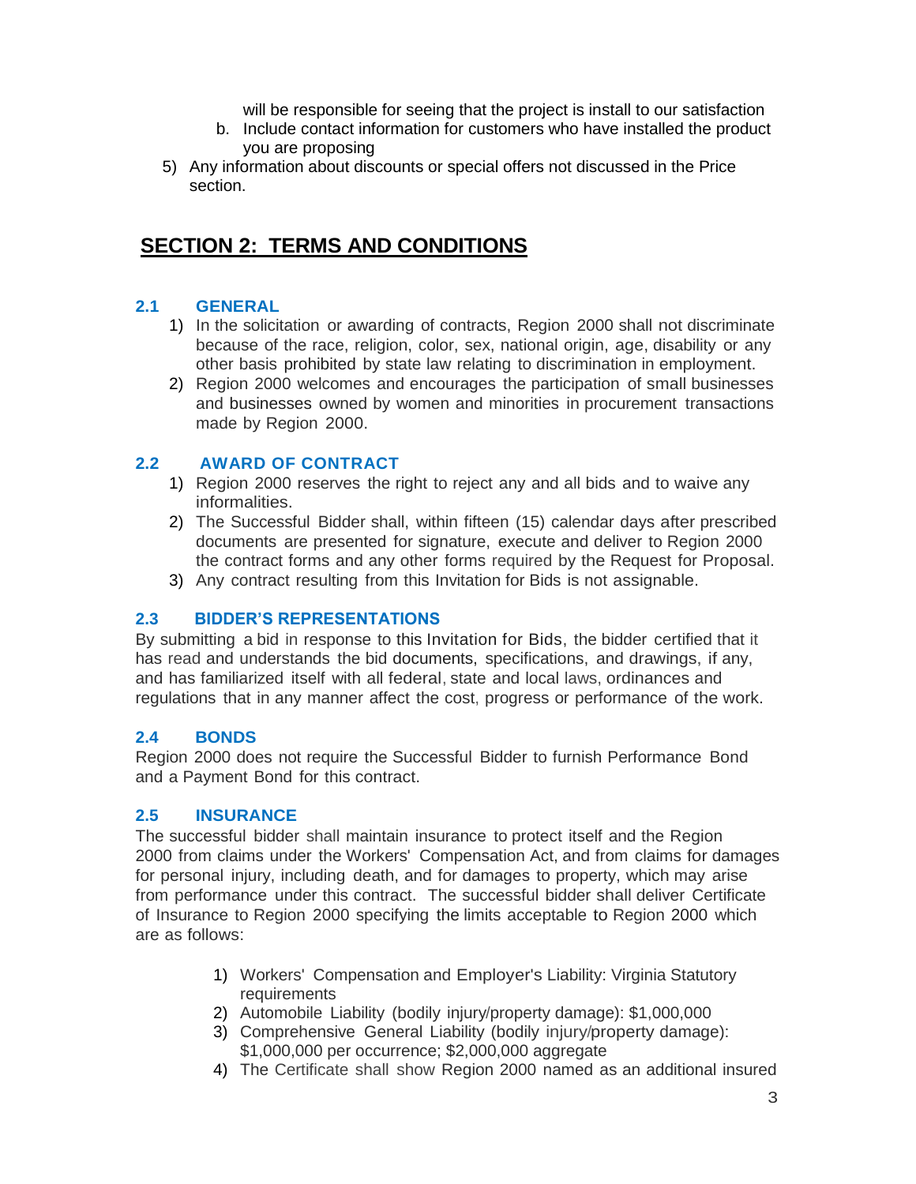will be responsible for seeing that the project is install to our satisfaction

b. Include contact information for customers who have installed the product you are proposing

5) Any information about discounts or special offers not discussed in the Price section.

# SECTION 2: TERMS AND CONDITIONS

### 2.1 GENERAL

1) In the solicitation or awarding of contracts, Region 2000 shall not discriminate because of the race, religion, color, sex, national origin, age, disability or any other basis prohibited by state law relating to discrimination in employment.
2) Region 2000 welcomes and encourages the participation of small businesses and businesses owned by women and minorities in procurement transactions made by Region 2000.

### 2.2 AWARD OF CONTRACT

1) Region 2000 reserves the right to reject any and all bids and to waive any informalities.
2) The Successful Bidder shall, within fifteen (15) calendar days after prescribed documents are presented for signature, execute and deliver to Region 2000 the contract forms and any other forms required by the Request for Proposal.
3) Any contract resulting from this Invitation for Bids is not assignable.

### 2.3 BIDDER'S REPRESENTATIONS

By submitting a bid in response to this Invitation for Bids, the bidder certified that it has read and understands the bid documents, specifications, and drawings, if any, and has familiarized itself with all federal, state and local laws, ordinances and regulations that in any manner affect the cost, progress or performance of the work.

### 2.4 BONDS

Region 2000 does not require the Successful Bidder to furnish Performance Bond and a Payment Bond for this contract.

### 2.5 INSURANCE

The successful bidder shall maintain insurance to protect itself and the Region 2000 from claims under the Workers' Compensation Act, and from claims for damages for personal injury, including death, and for damages to property, which may arise from performance under this contract. The successful bidder shall deliver Certificate of Insurance to Region 2000 specifying the limits acceptable to Region 2000 which are as follows:

1) Workers' Compensation and Employer's Liability: Virginia Statutory requirements
2) Automobile Liability (bodily injury/property damage): $1,000,000
3) Comprehensive General Liability (bodily injury/property damage): $1,000,000 per occurrence; $2,000,000 aggregate
4) The Certificate shall show Region 2000 named as an additional insured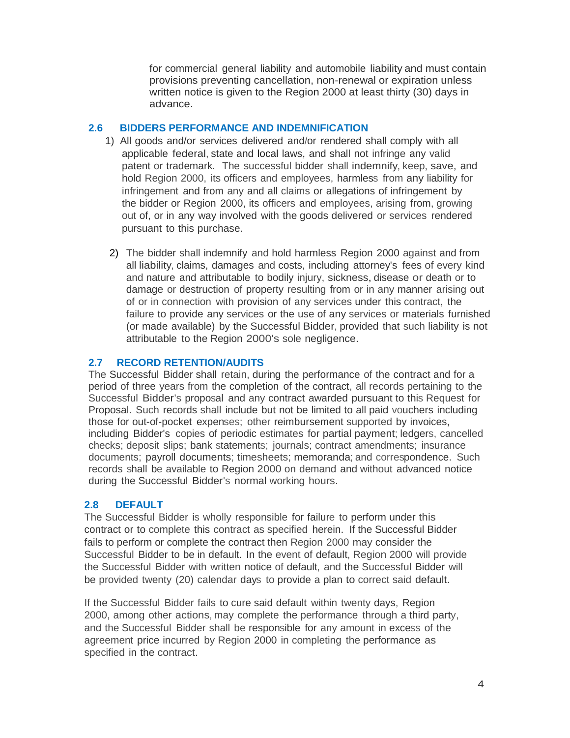for commercial general liability and automobile liability and must contain provisions preventing cancellation, non-renewal or expiration unless written notice is given to the Region 2000 at least thirty (30) days in advance.

## 2.6 BIDDERS PERFORMANCE AND INDEMNIFICATION

1) All goods and/or services delivered and/or rendered shall comply with all applicable federal, state and local laws, and shall not infringe any valid patent or trademark. The successful bidder shall indemnify, keep, save, and hold Region 2000, its officers and employees, harmless from any liability for infringement and from any and all claims or allegations of infringement by the bidder or Region 2000, its officers and employees, arising from, growing out of, or in any way involved with the goods delivered or services rendered pursuant to this purchase.

2) The bidder shall indemnify and hold harmless Region 2000 against and from all liability, claims, damages and costs, including attorney's fees of every kind and nature and attributable to bodily injury, sickness, disease or death or to damage or destruction of property resulting from or in any manner arising out of or in connection with provision of any services under this contract, the failure to provide any services or the use of any services or materials furnished (or made available) by the Successful Bidder, provided that such liability is not attributable to the Region 2000's sole negligence.

## 2.7 RECORD RETENTION/AUDITS

The Successful Bidder shall retain, during the performance of the contract and for a period of three years from the completion of the contract, all records pertaining to the Successful Bidder's proposal and any contract awarded pursuant to this Request for Proposal. Such records shall include but not be limited to all paid vouchers including those for out-of-pocket expenses; other reimbursement supported by invoices, including Bidder's copies of periodic estimates for partial payment; ledgers, cancelled checks; deposit slips; bank statements; journals; contract amendments; insurance documents; payroll documents; timesheets; memoranda; and correspondence. Such records shall be available to Region 2000 on demand and without advanced notice during the Successful Bidder's normal working hours.

## 2.8 DEFAULT

The Successful Bidder is wholly responsible for failure to perform under this contract or to complete this contract as specified herein. If the Successful Bidder fails to perform or complete the contract then Region 2000 may consider the Successful Bidder to be in default. In the event of default, Region 2000 will provide the Successful Bidder with written notice of default, and the Successful Bidder will be provided twenty (20) calendar days to provide a plan to correct said default.

If the Successful Bidder fails to cure said default within twenty days, Region 2000, among other actions, may complete the performance through a third party, and the Successful Bidder shall be responsible for any amount in excess of the agreement price incurred by Region 2000 in completing the performance as specified in the contract.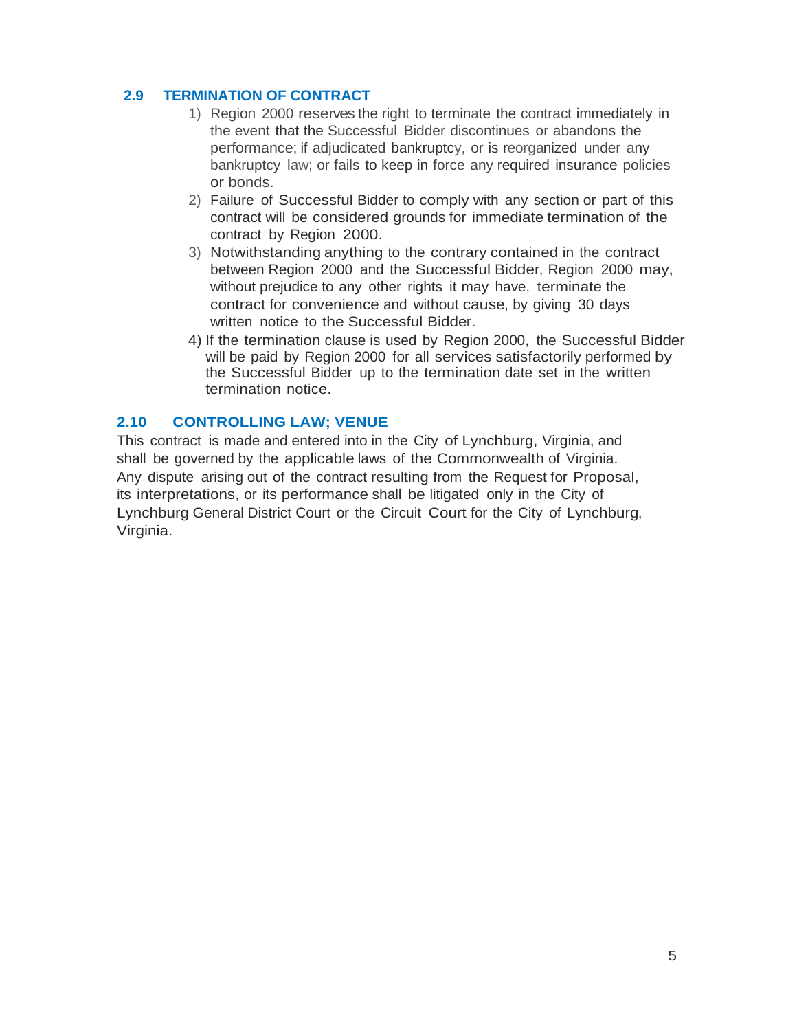### 2.9 TERMINATION OF CONTRACT

1) Region 2000 reserves the right to terminate the contract immediately in the event that the Successful Bidder discontinues or abandons the performance; if adjudicated bankruptcy, or is reorganized under any bankruptcy law; or fails to keep in force any required insurance policies or bonds.
2) Failure of Successful Bidder to comply with any section or part of this contract will be considered grounds for immediate termination of the contract by Region 2000.
3) Notwithstanding anything to the contrary contained in the contract between Region 2000 and the Successful Bidder, Region 2000 may, without prejudice to any other rights it may have, terminate the contract for convenience and without cause, by giving 30 days written notice to the Successful Bidder.
4) If the termination clause is used by Region 2000, the Successful Bidder will be paid by Region 2000 for all services satisfactorily performed by the Successful Bidder up to the termination date set in the written termination notice.

### 2.10 CONTROLLING LAW; VENUE

This contract is made and entered into in the City of Lynchburg, Virginia, and shall be governed by the applicable laws of the Commonwealth of Virginia. Any dispute arising out of the contract resulting from the Request for Proposal, its interpretations, or its performance shall be litigated only in the City of Lynchburg General District Court or the Circuit Court for the City of Lynchburg, Virginia.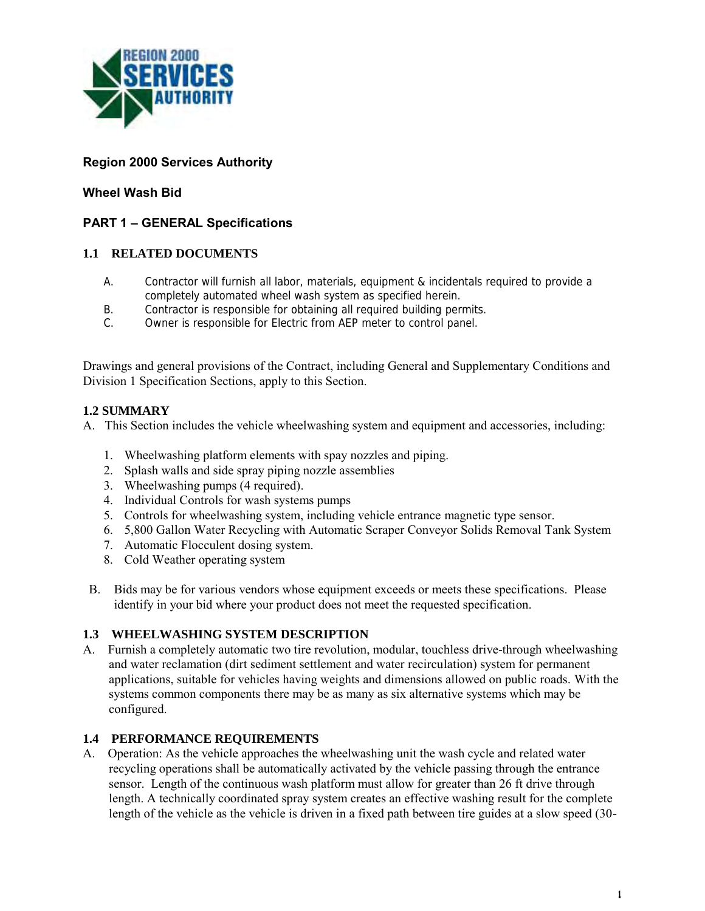**Region 2000 Services Authority**

**Wheel Wash Bid**

**PART 1 – GENERAL Specifications**

### 1.1 RELATED DOCUMENTS

A. Contractor will furnish all labor, materials, equipment & incidentals required to provide a completely automated wheel wash system as specified herein.
B. Contractor is responsible for obtaining all required building permits.
C. Owner is responsible for Electric from AEP meter to control panel.

Drawings and general provisions of the Contract, including General and Supplementary Conditions and Division 1 Specification Sections, apply to this Section.

### 1.2 SUMMARY

A. This Section includes the vehicle wheelwashing system and equipment and accessories, including:

1. Wheelwashing platform elements with spay nozzles and piping.
2. Splash walls and side spray piping nozzle assemblies
3. Wheelwashing pumps (4 required).
4. Individual Controls for wash systems pumps
5. Controls for wheelwashing system, including vehicle entrance magnetic type sensor.
6. 5,800 Gallon Water Recycling with Automatic Scraper Conveyor Solids Removal Tank System
7. Automatic Flocculent dosing system.
8. Cold Weather operating system

B. Bids may be for various vendors whose equipment exceeds or meets these specifications. Please identify in your bid where your product does not meet the requested specification.

### 1.3 WHEELWASHING SYSTEM DESCRIPTION

A. Furnish a completely automatic two tire revolution, modular, touchless drive-through wheelwashing and water reclamation (dirt sediment settlement and water recirculation) system for permanent applications, suitable for vehicles having weights and dimensions allowed on public roads. With the systems common components there may be as many as six alternative systems which may be configured.

### 1.4 PERFORMANCE REQUIREMENTS

A. Operation: As the vehicle approaches the wheelwashing unit the wash cycle and related water recycling operations shall be automatically activated by the vehicle passing through the entrance sensor. Length of the continuous wash platform must allow for greater than 26 ft drive through length. A technically coordinated spray system creates an effective washing result for the complete length of the vehicle as the vehicle is driven in a fixed path between tire guides at a slow speed (30-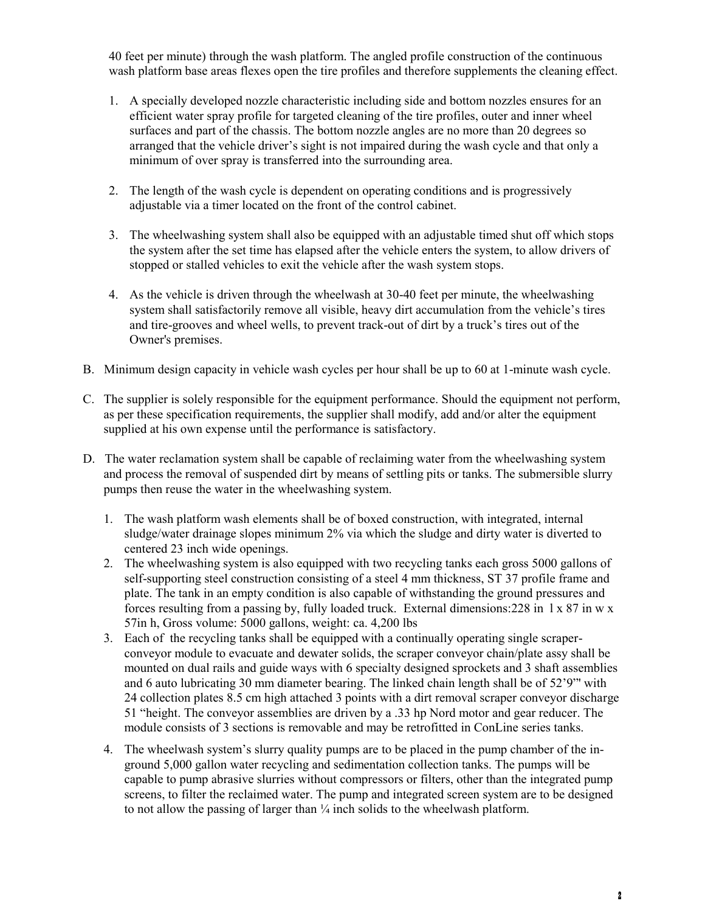40 feet per minute) through the wash platform. The angled profile construction of the continuous wash platform base areas flexes open the tire profiles and therefore supplements the cleaning effect.

1. A specially developed nozzle characteristic including side and bottom nozzles ensures for an efficient water spray profile for targeted cleaning of the tire profiles, outer and inner wheel surfaces and part of the chassis. The bottom nozzle angles are no more than 20 degrees so arranged that the vehicle driver's sight is not impaired during the wash cycle and that only a minimum of over spray is transferred into the surrounding area.

2. The length of the wash cycle is dependent on operating conditions and is progressively adjustable via a timer located on the front of the control cabinet.

3. The wheelwashing system shall also be equipped with an adjustable timed shut off which stops the system after the set time has elapsed after the vehicle enters the system, to allow drivers of stopped or stalled vehicles to exit the vehicle after the wash system stops.

4. As the vehicle is driven through the wheelwash at 30-40 feet per minute, the wheelwashing system shall satisfactorily remove all visible, heavy dirt accumulation from the vehicle's tires and tire-grooves and wheel wells, to prevent track-out of dirt by a truck's tires out of the Owner's premises.

B. Minimum design capacity in vehicle wash cycles per hour shall be up to 60 at 1-minute wash cycle.

C. The supplier is solely responsible for the equipment performance. Should the equipment not perform, as per these specification requirements, the supplier shall modify, add and/or alter the equipment supplied at his own expense until the performance is satisfactory.

D. The water reclamation system shall be capable of reclaiming water from the wheelwashing system and process the removal of suspended dirt by means of settling pits or tanks. The submersible slurry pumps then reuse the water in the wheelwashing system.

1. The wash platform wash elements shall be of boxed construction, with integrated, internal sludge/water drainage slopes minimum 2% via which the sludge and dirty water is diverted to centered 23 inch wide openings.
2. The wheelwashing system is also equipped with two recycling tanks each gross 5000 gallons of self-supporting steel construction consisting of a steel 4 mm thickness, ST 37 profile frame and plate. The tank in an empty condition is also capable of withstanding the ground pressures and forces resulting from a passing by, fully loaded truck. External dimensions:228 in l x 87 in w x 57in h, Gross volume: 5000 gallons, weight: ca. 4,200 lbs
3. Each of the recycling tanks shall be equipped with a continually operating single scraper-conveyor module to evacuate and dewater solids, the scraper conveyor chain/plate assy shall be mounted on dual rails and guide ways with 6 specialty designed sprockets and 3 shaft assemblies and 6 auto lubricating 30 mm diameter bearing. The linked chain length shall be of 52'9'" with 24 collection plates 8.5 cm high attached 3 points with a dirt removal scraper conveyor discharge 51 "height. The conveyor assemblies are driven by a .33 hp Nord motor and gear reducer. The module consists of 3 sections is removable and may be retrofitted in ConLine series tanks.
4. The wheelwash system's slurry quality pumps are to be placed in the pump chamber of the in-ground 5,000 gallon water recycling and sedimentation collection tanks. The pumps will be capable to pump abrasive slurries without compressors or filters, other than the integrated pump screens, to filter the reclaimed water. The pump and integrated screen system are to be designed to not allow the passing of larger than ¼ inch solids to the wheelwash platform.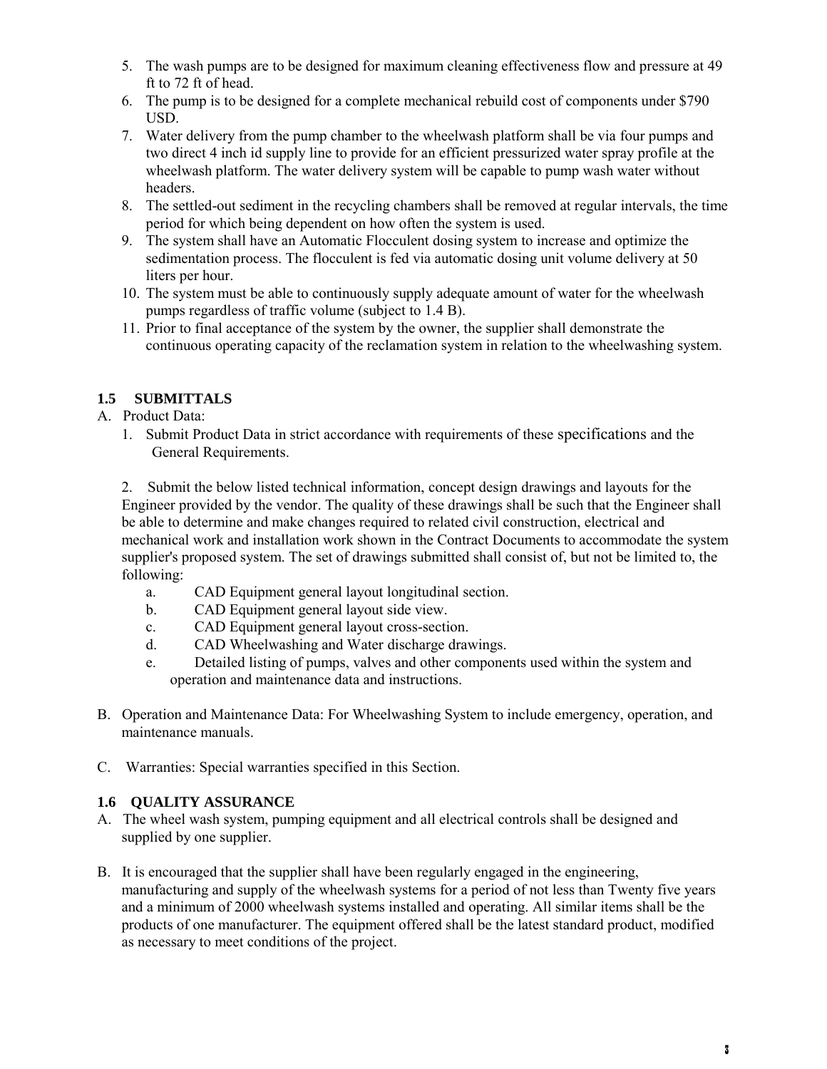5. The wash pumps are to be designed for maximum cleaning effectiveness flow and pressure at 49 ft to 72 ft of head.
6. The pump is to be designed for a complete mechanical rebuild cost of components under $790 USD.
7. Water delivery from the pump chamber to the wheelwash platform shall be via four pumps and two direct 4 inch id supply line to provide for an efficient pressurized water spray profile at the wheelwash platform. The water delivery system will be capable to pump wash water without headers.
8. The settled-out sediment in the recycling chambers shall be removed at regular intervals, the time period for which being dependent on how often the system is used.
9. The system shall have an Automatic Flocculent dosing system to increase and optimize the sedimentation process. The flocculent is fed via automatic dosing unit volume delivery at 50 liters per hour.
10. The system must be able to continuously supply adequate amount of water for the wheelwash pumps regardless of traffic volume (subject to 1.4 B).
11. Prior to final acceptance of the system by the owner, the supplier shall demonstrate the continuous operating capacity of the reclamation system in relation to the wheelwashing system.

## 1.5 SUBMITTALS

A. Product Data:

1. Submit Product Data in strict accordance with requirements of these specifications and the General Requirements.

2. Submit the below listed technical information, concept design drawings and layouts for the Engineer provided by the vendor. The quality of these drawings shall be such that the Engineer shall be able to determine and make changes required to related civil construction, electrical and mechanical work and installation work shown in the Contract Documents to accommodate the system supplier's proposed system. The set of drawings submitted shall consist of, but not be limited to, the following:

   a. CAD Equipment general layout longitudinal section.
   b. CAD Equipment general layout side view.
   c. CAD Equipment general layout cross-section.
   d. CAD Wheelwashing and Water discharge drawings.
   e. Detailed listing of pumps, valves and other components used within the system and operation and maintenance data and instructions.

B. Operation and Maintenance Data: For Wheelwashing System to include emergency, operation, and maintenance manuals.

C. Warranties: Special warranties specified in this Section.

## 1.6 QUALITY ASSURANCE

A. The wheel wash system, pumping equipment and all electrical controls shall be designed and supplied by one supplier.

B. It is encouraged that the supplier shall have been regularly engaged in the engineering, manufacturing and supply of the wheelwash systems for a period of not less than Twenty five years and a minimum of 2000 wheelwash systems installed and operating. All similar items shall be the products of one manufacturer. The equipment offered shall be the latest standard product, modified as necessary to meet conditions of the project.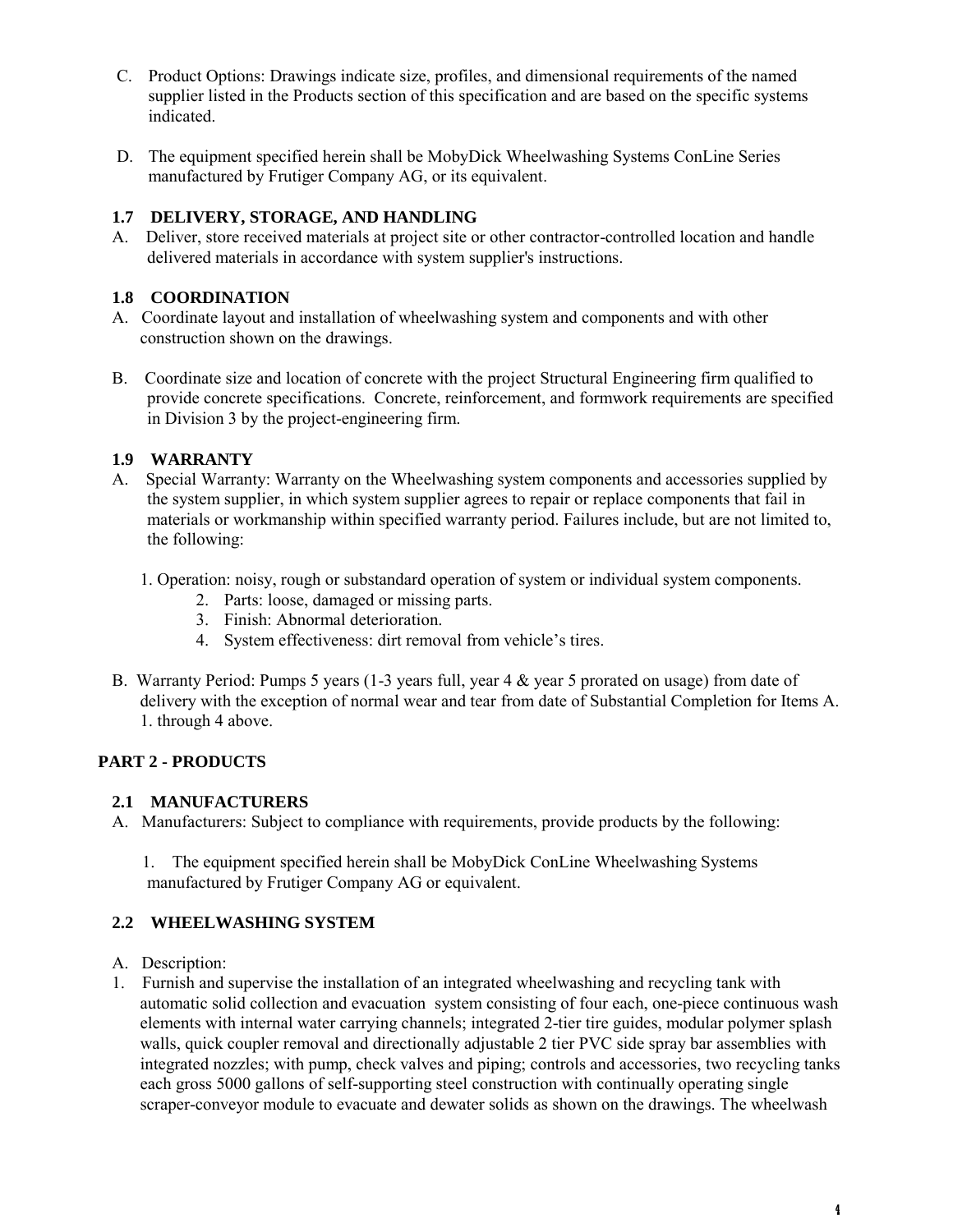C. Product Options: Drawings indicate size, profiles, and dimensional requirements of the named supplier listed in the Products section of this specification and are based on the specific systems indicated.

D. The equipment specified herein shall be MobyDick Wheelwashing Systems ConLine Series manufactured by Frutiger Company AG, or its equivalent.

### 1.7 DELIVERY, STORAGE, AND HANDLING

A. Deliver, store received materials at project site or other contractor-controlled location and handle delivered materials in accordance with system supplier's instructions.

### 1.8 COORDINATION

A. Coordinate layout and installation of wheelwashing system and components and with other construction shown on the drawings.

B. Coordinate size and location of concrete with the project Structural Engineering firm qualified to provide concrete specifications. Concrete, reinforcement, and formwork requirements are specified in Division 3 by the project-engineering firm.

### 1.9 WARRANTY

A. Special Warranty: Warranty on the Wheelwashing system components and accessories supplied by the system supplier, in which system supplier agrees to repair or replace components that fail in materials or workmanship within specified warranty period. Failures include, but are not limited to, the following:

1. Operation: noisy, rough or substandard operation of system or individual system components.
2. Parts: loose, damaged or missing parts.
3. Finish: Abnormal deterioration.
4. System effectiveness: dirt removal from vehicle's tires.

B. Warranty Period: Pumps 5 years (1-3 years full, year 4 & year 5 prorated on usage) from date of delivery with the exception of normal wear and tear from date of Substantial Completion for Items A. 1. through 4 above.

## PART 2 - PRODUCTS

### 2.1 MANUFACTURERS

A. Manufacturers: Subject to compliance with requirements, provide products by the following:

1. The equipment specified herein shall be MobyDick ConLine Wheelwashing Systems manufactured by Frutiger Company AG or equivalent.

### 2.2 WHEELWASHING SYSTEM

A. Description:

1. Furnish and supervise the installation of an integrated wheelwashing and recycling tank with automatic solid collection and evacuation system consisting of four each, one-piece continuous wash elements with internal water carrying channels; integrated 2-tier tire guides, modular polymer splash walls, quick coupler removal and directionally adjustable 2 tier PVC side spray bar assemblies with integrated nozzles; with pump, check valves and piping; controls and accessories, two recycling tanks each gross 5000 gallons of self-supporting steel construction with continually operating single scraper-conveyor module to evacuate and dewater solids as shown on the drawings. The wheelwash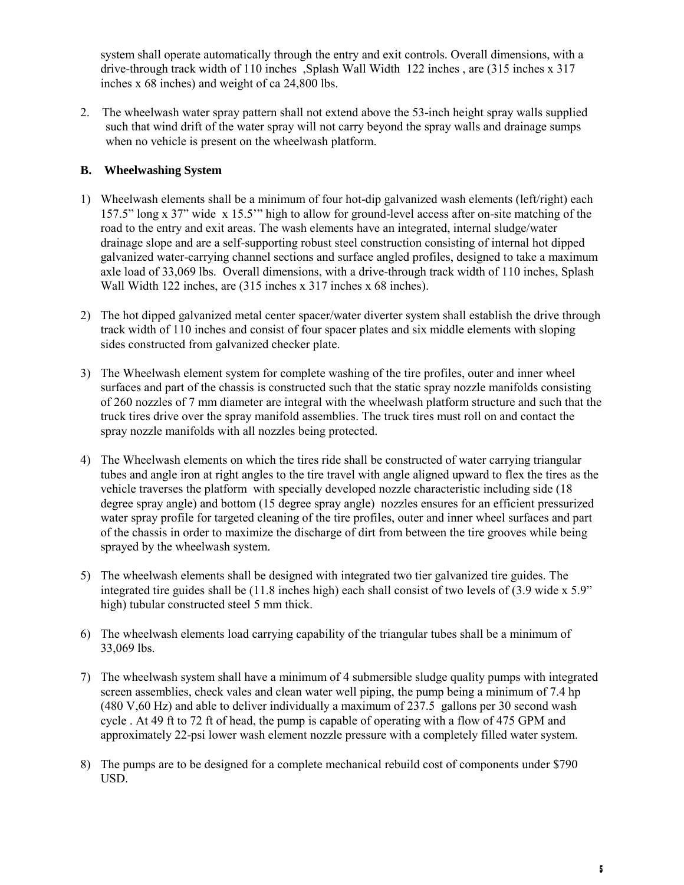system shall operate automatically through the entry and exit controls. Overall dimensions, with a drive-through track width of 110 inches ,Splash Wall Width 122 inches , are (315 inches x 317 inches x 68 inches) and weight of ca 24,800 lbs.

2. The wheelwash water spray pattern shall not extend above the 53-inch height spray walls supplied such that wind drift of the water spray will not carry beyond the spray walls and drainage sumps when no vehicle is present on the wheelwash platform.

**B. Wheelwashing System**

1) Wheelwash elements shall be a minimum of four hot-dip galvanized wash elements (left/right) each 157.5" long x 37" wide x 15.5'" high to allow for ground-level access after on-site matching of the road to the entry and exit areas. The wash elements have an integrated, internal sludge/water drainage slope and are a self-supporting robust steel construction consisting of internal hot dipped galvanized water-carrying channel sections and surface angled profiles, designed to take a maximum axle load of 33,069 lbs. Overall dimensions, with a drive-through track width of 110 inches, Splash Wall Width 122 inches, are (315 inches x 317 inches x 68 inches).

2) The hot dipped galvanized metal center spacer/water diverter system shall establish the drive through track width of 110 inches and consist of four spacer plates and six middle elements with sloping sides constructed from galvanized checker plate.

3) The Wheelwash element system for complete washing of the tire profiles, outer and inner wheel surfaces and part of the chassis is constructed such that the static spray nozzle manifolds consisting of 260 nozzles of 7 mm diameter are integral with the wheelwash platform structure and such that the truck tires drive over the spray manifold assemblies. The truck tires must roll on and contact the spray nozzle manifolds with all nozzles being protected.

4) The Wheelwash elements on which the tires ride shall be constructed of water carrying triangular tubes and angle iron at right angles to the tire travel with angle aligned upward to flex the tires as the vehicle traverses the platform with specially developed nozzle characteristic including side (18 degree spray angle) and bottom (15 degree spray angle) nozzles ensures for an efficient pressurized water spray profile for targeted cleaning of the tire profiles, outer and inner wheel surfaces and part of the chassis in order to maximize the discharge of dirt from between the tire grooves while being sprayed by the wheelwash system.

5) The wheelwash elements shall be designed with integrated two tier galvanized tire guides. The integrated tire guides shall be (11.8 inches high) each shall consist of two levels of (3.9 wide x 5.9" high) tubular constructed steel 5 mm thick.

6) The wheelwash elements load carrying capability of the triangular tubes shall be a minimum of 33,069 lbs.

7) The wheelwash system shall have a minimum of 4 submersible sludge quality pumps with integrated screen assemblies, check vales and clean water well piping, the pump being a minimum of 7.4 hp (480 V,60 Hz) and able to deliver individually a maximum of 237.5 gallons per 30 second wash cycle . At 49 ft to 72 ft of head, the pump is capable of operating with a flow of 475 GPM and approximately 22-psi lower wash element nozzle pressure with a completely filled water system.

8) The pumps are to be designed for a complete mechanical rebuild cost of components under $790 USD.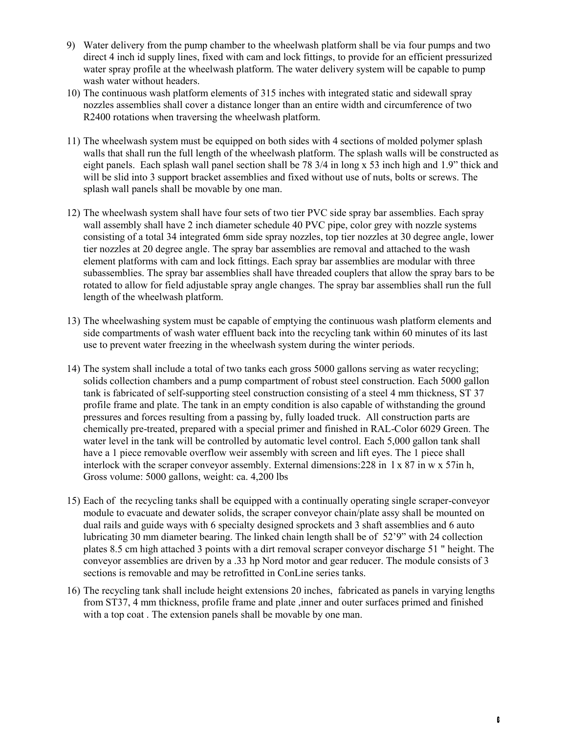9) Water delivery from the pump chamber to the wheelwash platform shall be via four pumps and two direct 4 inch id supply lines, fixed with cam and lock fittings, to provide for an efficient pressurized water spray profile at the wheelwash platform. The water delivery system will be capable to pump wash water without headers.
10) The continuous wash platform elements of 315 inches with integrated static and sidewall spray nozzles assemblies shall cover a distance longer than an entire width and circumference of two R2400 rotations when traversing the wheelwash platform.
11) The wheelwash system must be equipped on both sides with 4 sections of molded polymer splash walls that shall run the full length of the wheelwash platform. The splash walls will be constructed as eight panels. Each splash wall panel section shall be 78 3/4 in long x 53 inch high and 1.9" thick and will be slid into 3 support bracket assemblies and fixed without use of nuts, bolts or screws. The splash wall panels shall be movable by one man.
12) The wheelwash system shall have four sets of two tier PVC side spray bar assemblies. Each spray wall assembly shall have 2 inch diameter schedule 40 PVC pipe, color grey with nozzle systems consisting of a total 34 integrated 6mm side spray nozzles, top tier nozzles at 30 degree angle, lower tier nozzles at 20 degree angle. The spray bar assemblies are removal and attached to the wash element platforms with cam and lock fittings. Each spray bar assemblies are modular with three subassemblies. The spray bar assemblies shall have threaded couplers that allow the spray bars to be rotated to allow for field adjustable spray angle changes. The spray bar assemblies shall run the full length of the wheelwash platform.
13) The wheelwashing system must be capable of emptying the continuous wash platform elements and side compartments of wash water effluent back into the recycling tank within 60 minutes of its last use to prevent water freezing in the wheelwash system during the winter periods.
14) The system shall include a total of two tanks each gross 5000 gallons serving as water recycling; solids collection chambers and a pump compartment of robust steel construction. Each 5000 gallon tank is fabricated of self-supporting steel construction consisting of a steel 4 mm thickness, ST 37 profile frame and plate. The tank in an empty condition is also capable of withstanding the ground pressures and forces resulting from a passing by, fully loaded truck. All construction parts are chemically pre-treated, prepared with a special primer and finished in RAL-Color 6029 Green. The water level in the tank will be controlled by automatic level control. Each 5,000 gallon tank shall have a 1 piece removable overflow weir assembly with screen and lift eyes. The 1 piece shall interlock with the scraper conveyor assembly. External dimensions:228 in l x 87 in w x 57in h, Gross volume: 5000 gallons, weight: ca. 4,200 lbs
15) Each of the recycling tanks shall be equipped with a continually operating single scraper-conveyor module to evacuate and dewater solids, the scraper conveyor chain/plate assy shall be mounted on dual rails and guide ways with 6 specialty designed sprockets and 3 shaft assemblies and 6 auto lubricating 30 mm diameter bearing. The linked chain length shall be of 52'9" with 24 collection plates 8.5 cm high attached 3 points with a dirt removal scraper conveyor discharge 51 " height. The conveyor assemblies are driven by a .33 hp Nord motor and gear reducer. The module consists of 3 sections is removable and may be retrofitted in ConLine series tanks.
16) The recycling tank shall include height extensions 20 inches, fabricated as panels in varying lengths from ST37, 4 mm thickness, profile frame and plate ,inner and outer surfaces primed and finished with a top coat . The extension panels shall be movable by one man.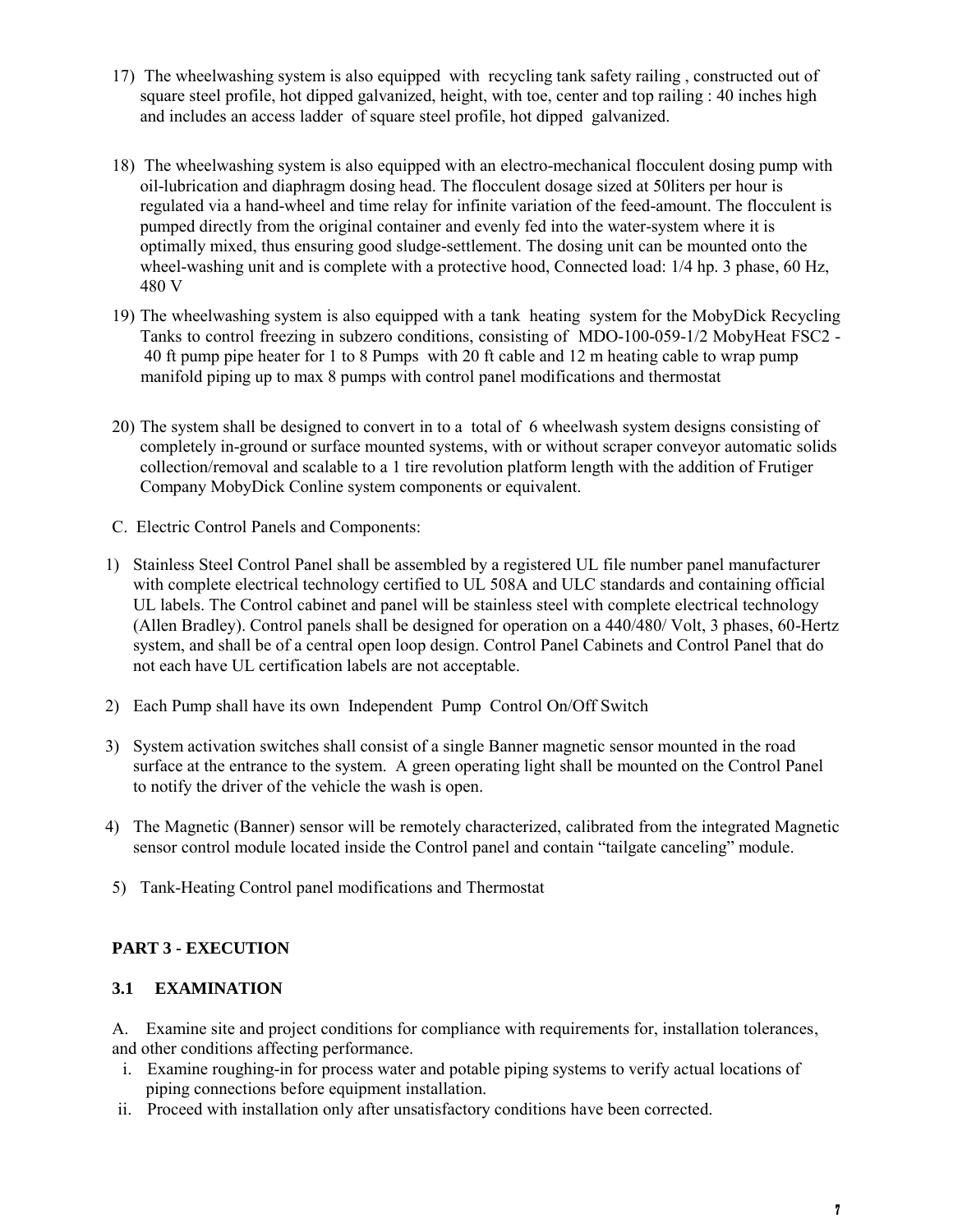17) The wheelwashing system is also equipped with recycling tank safety railing , constructed out of square steel profile, hot dipped galvanized, height, with toe, center and top railing : 40 inches high and includes an access ladder of square steel profile, hot dipped galvanized.

18) The wheelwashing system is also equipped with an electro-mechanical flocculent dosing pump with oil-lubrication and diaphragm dosing head. The flocculent dosage sized at 50liters per hour is regulated via a hand-wheel and time relay for infinite variation of the feed-amount. The flocculent is pumped directly from the original container and evenly fed into the water-system where it is optimally mixed, thus ensuring good sludge-settlement. The dosing unit can be mounted onto the wheel-washing unit and is complete with a protective hood, Connected load: 1/4 hp. 3 phase, 60 Hz, 480 V

19) The wheelwashing system is also equipped with a tank heating system for the MobyDick Recycling Tanks to control freezing in subzero conditions, consisting of MDO-100-059-1/2 MobyHeat FSC2 - 40 ft pump pipe heater for 1 to 8 Pumps with 20 ft cable and 12 m heating cable to wrap pump manifold piping up to max 8 pumps with control panel modifications and thermostat

20) The system shall be designed to convert in to a total of 6 wheelwash system designs consisting of completely in-ground or surface mounted systems, with or without scraper conveyor automatic solids collection/removal and scalable to a 1 tire revolution platform length with the addition of Frutiger Company MobyDick Conline system components or equivalent.

C. Electric Control Panels and Components:

1) Stainless Steel Control Panel shall be assembled by a registered UL file number panel manufacturer with complete electrical technology certified to UL 508A and ULC standards and containing official UL labels. The Control cabinet and panel will be stainless steel with complete electrical technology (Allen Bradley). Control panels shall be designed for operation on a 440/480/ Volt, 3 phases, 60-Hertz system, and shall be of a central open loop design. Control Panel Cabinets and Control Panel that do not each have UL certification labels are not acceptable.

2) Each Pump shall have its own Independent Pump Control On/Off Switch

3) System activation switches shall consist of a single Banner magnetic sensor mounted in the road surface at the entrance to the system. A green operating light shall be mounted on the Control Panel to notify the driver of the vehicle the wash is open.

4) The Magnetic (Banner) sensor will be remotely characterized, calibrated from the integrated Magnetic sensor control module located inside the Control panel and contain "tailgate canceling" module.

5) Tank-Heating Control panel modifications and Thermostat

## PART 3 - EXECUTION

### 3.1 EXAMINATION

A. Examine site and project conditions for compliance with requirements for, installation tolerances, and other conditions affecting performance.

i. Examine roughing-in for process water and potable piping systems to verify actual locations of piping connections before equipment installation.

ii. Proceed with installation only after unsatisfactory conditions have been corrected.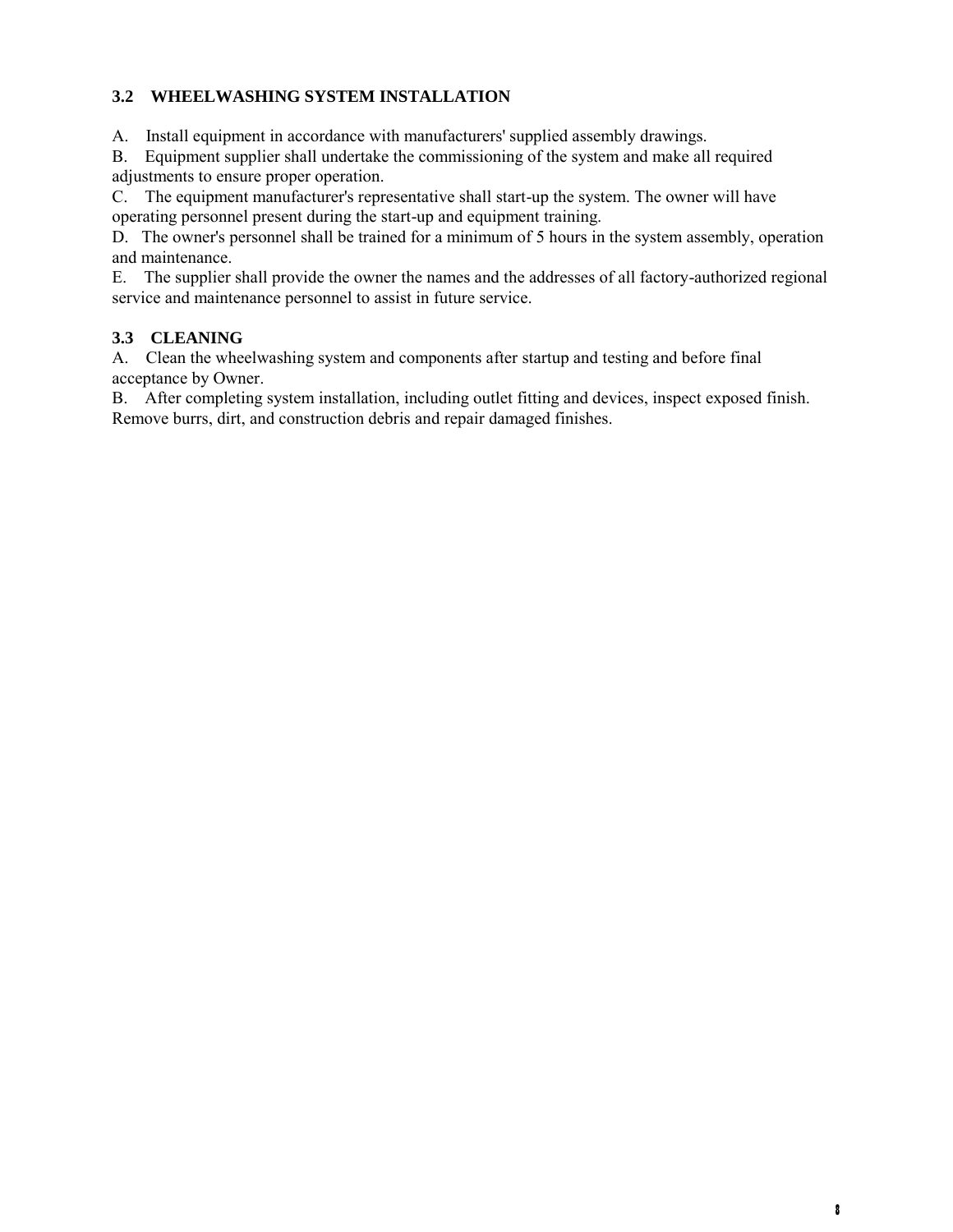### 3.2 WHEELWASHING SYSTEM INSTALLATION

A. Install equipment in accordance with manufacturers' supplied assembly drawings.

B. Equipment supplier shall undertake the commissioning of the system and make all required adjustments to ensure proper operation.

C. The equipment manufacturer's representative shall start-up the system. The owner will have operating personnel present during the start-up and equipment training.

D. The owner's personnel shall be trained for a minimum of 5 hours in the system assembly, operation and maintenance.

E. The supplier shall provide the owner the names and the addresses of all factory-authorized regional service and maintenance personnel to assist in future service.

### 3.3 CLEANING

A. Clean the wheelwashing system and components after startup and testing and before final acceptance by Owner.

B. After completing system installation, including outlet fitting and devices, inspect exposed finish. Remove burrs, dirt, and construction debris and repair damaged finishes.